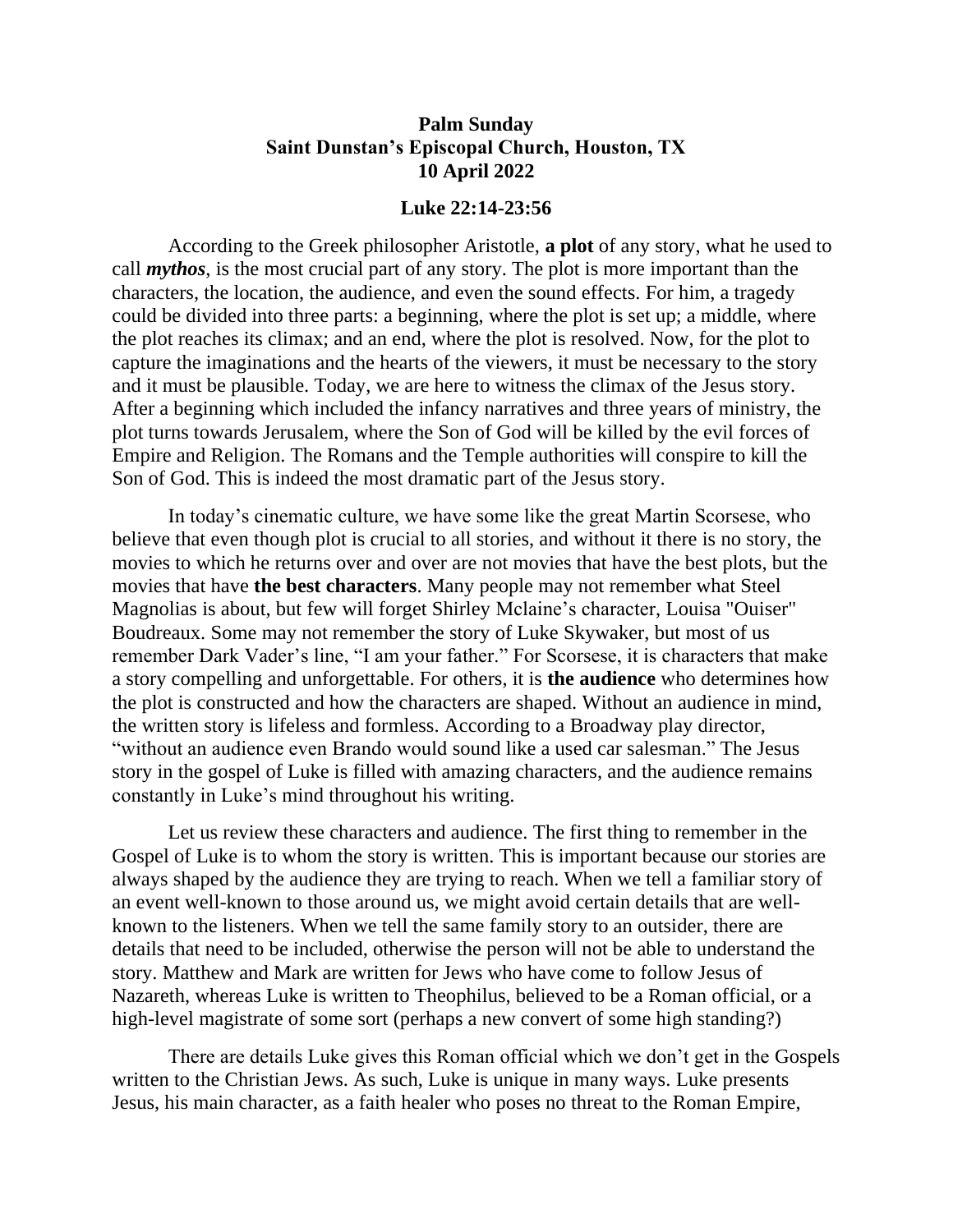**Palm Sunday**
**Saint Dunstan's Episcopal Church, Houston, TX**
**10 April 2022**

**Luke 22:14-23:56**

According to the Greek philosopher Aristotle, **a plot** of any story, what he used to call ***mythos***, is the most crucial part of any story. The plot is more important than the characters, the location, the audience, and even the sound effects. For him, a tragedy could be divided into three parts: a beginning, where the plot is set up; a middle, where the plot reaches its climax; and an end, where the plot is resolved. Now, for the plot to capture the imaginations and the hearts of the viewers, it must be necessary to the story and it must be plausible. Today, we are here to witness the climax of the Jesus story. After a beginning which included the infancy narratives and three years of ministry, the plot turns towards Jerusalem, where the Son of God will be killed by the evil forces of Empire and Religion. The Romans and the Temple authorities will conspire to kill the Son of God. This is indeed the most dramatic part of the Jesus story.

In today's cinematic culture, we have some like the great Martin Scorsese, who believe that even though plot is crucial to all stories, and without it there is no story, the movies to which he returns over and over are not movies that have the best plots, but the movies that have **the best characters**. Many people may not remember what Steel Magnolias is about, but few will forget Shirley Mclaine's character, Louisa "Ouiser" Boudreaux. Some may not remember the story of Luke Skywaker, but most of us remember Dark Vader's line, "I am your father." For Scorsese, it is characters that make a story compelling and unforgettable. For others, it is **the audience** who determines how the plot is constructed and how the characters are shaped. Without an audience in mind, the written story is lifeless and formless. According to a Broadway play director, "without an audience even Brando would sound like a used car salesman." The Jesus story in the gospel of Luke is filled with amazing characters, and the audience remains constantly in Luke's mind throughout his writing.

Let us review these characters and audience. The first thing to remember in the Gospel of Luke is to whom the story is written. This is important because our stories are always shaped by the audience they are trying to reach. When we tell a familiar story of an event well-known to those around us, we might avoid certain details that are well-known to the listeners. When we tell the same family story to an outsider, there are details that need to be included, otherwise the person will not be able to understand the story. Matthew and Mark are written for Jews who have come to follow Jesus of Nazareth, whereas Luke is written to Theophilus, believed to be a Roman official, or a high-level magistrate of some sort (perhaps a new convert of some high standing?)

There are details Luke gives this Roman official which we don't get in the Gospels written to the Christian Jews. As such, Luke is unique in many ways. Luke presents Jesus, his main character, as a faith healer who poses no threat to the Roman Empire,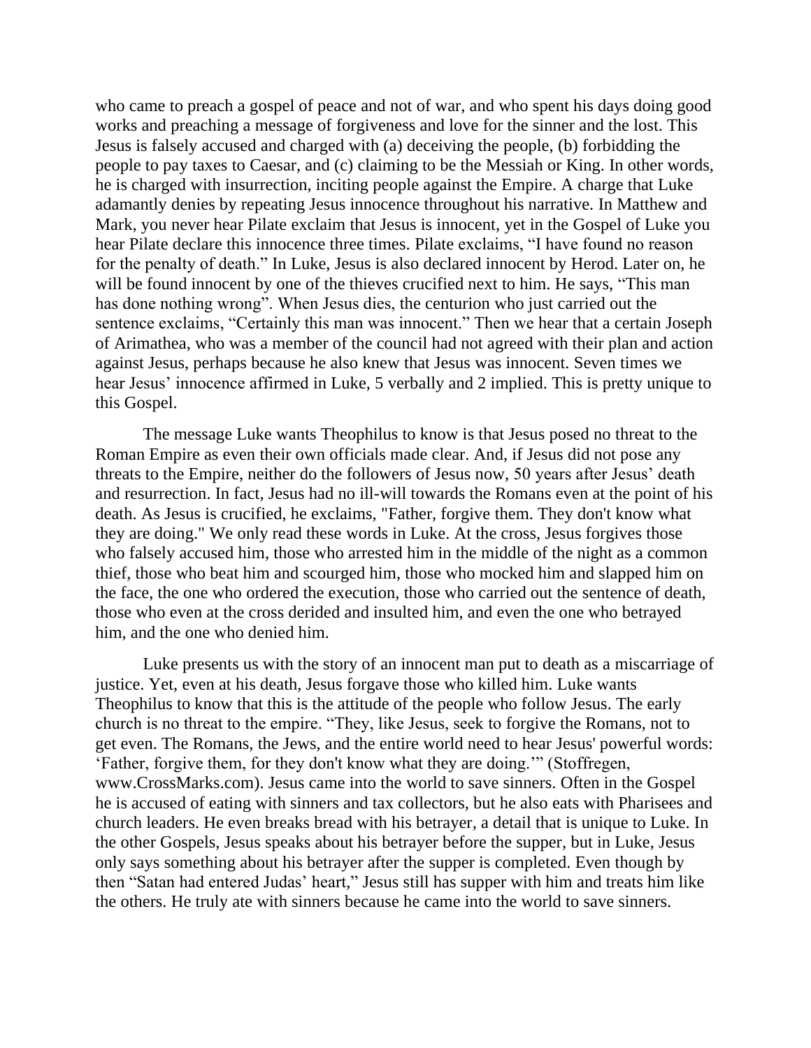who came to preach a gospel of peace and not of war, and who spent his days doing good works and preaching a message of forgiveness and love for the sinner and the lost. This Jesus is falsely accused and charged with (a) deceiving the people, (b) forbidding the people to pay taxes to Caesar, and (c) claiming to be the Messiah or King. In other words, he is charged with insurrection, inciting people against the Empire. A charge that Luke adamantly denies by repeating Jesus innocence throughout his narrative. In Matthew and Mark, you never hear Pilate exclaim that Jesus is innocent, yet in the Gospel of Luke you hear Pilate declare this innocence three times. Pilate exclaims, "I have found no reason for the penalty of death." In Luke, Jesus is also declared innocent by Herod. Later on, he will be found innocent by one of the thieves crucified next to him. He says, "This man has done nothing wrong". When Jesus dies, the centurion who just carried out the sentence exclaims, "Certainly this man was innocent." Then we hear that a certain Joseph of Arimathea, who was a member of the council had not agreed with their plan and action against Jesus, perhaps because he also knew that Jesus was innocent. Seven times we hear Jesus' innocence affirmed in Luke, 5 verbally and 2 implied. This is pretty unique to this Gospel.

The message Luke wants Theophilus to know is that Jesus posed no threat to the Roman Empire as even their own officials made clear. And, if Jesus did not pose any threats to the Empire, neither do the followers of Jesus now, 50 years after Jesus' death and resurrection. In fact, Jesus had no ill-will towards the Romans even at the point of his death. As Jesus is crucified, he exclaims, "Father, forgive them. They don't know what they are doing." We only read these words in Luke. At the cross, Jesus forgives those who falsely accused him, those who arrested him in the middle of the night as a common thief, those who beat him and scourged him, those who mocked him and slapped him on the face, the one who ordered the execution, those who carried out the sentence of death, those who even at the cross derided and insulted him, and even the one who betrayed him, and the one who denied him.

Luke presents us with the story of an innocent man put to death as a miscarriage of justice. Yet, even at his death, Jesus forgave those who killed him. Luke wants Theophilus to know that this is the attitude of the people who follow Jesus. The early church is no threat to the empire. "They, like Jesus, seek to forgive the Romans, not to get even. The Romans, the Jews, and the entire world need to hear Jesus' powerful words: 'Father, forgive them, for they don't know what they are doing.'" (Stoffregen, www.CrossMarks.com). Jesus came into the world to save sinners. Often in the Gospel he is accused of eating with sinners and tax collectors, but he also eats with Pharisees and church leaders. He even breaks bread with his betrayer, a detail that is unique to Luke. In the other Gospels, Jesus speaks about his betrayer before the supper, but in Luke, Jesus only says something about his betrayer after the supper is completed. Even though by then "Satan had entered Judas' heart," Jesus still has supper with him and treats him like the others. He truly ate with sinners because he came into the world to save sinners.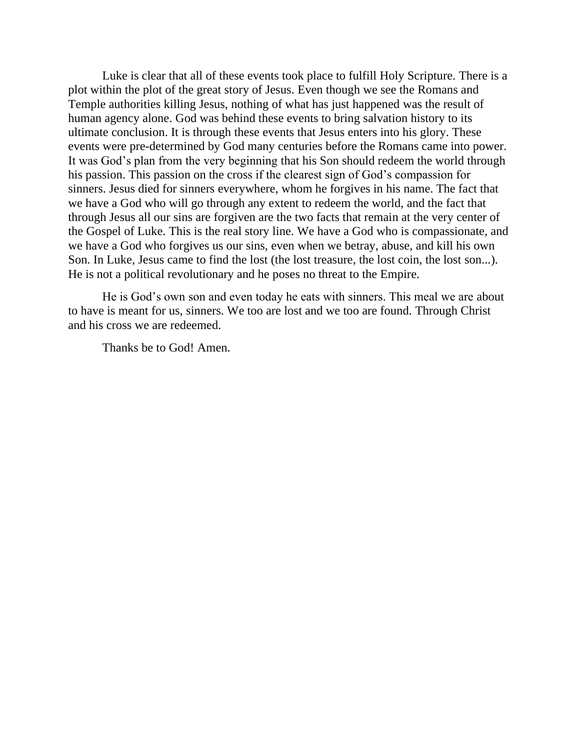Luke is clear that all of these events took place to fulfill Holy Scripture. There is a plot within the plot of the great story of Jesus. Even though we see the Romans and Temple authorities killing Jesus, nothing of what has just happened was the result of human agency alone. God was behind these events to bring salvation history to its ultimate conclusion. It is through these events that Jesus enters into his glory. These events were pre-determined by God many centuries before the Romans came into power. It was God's plan from the very beginning that his Son should redeem the world through his passion. This passion on the cross if the clearest sign of God's compassion for sinners. Jesus died for sinners everywhere, whom he forgives in his name. The fact that we have a God who will go through any extent to redeem the world, and the fact that through Jesus all our sins are forgiven are the two facts that remain at the very center of the Gospel of Luke. This is the real story line. We have a God who is compassionate, and we have a God who forgives us our sins, even when we betray, abuse, and kill his own Son. In Luke, Jesus came to find the lost (the lost treasure, the lost coin, the lost son...). He is not a political revolutionary and he poses no threat to the Empire.

He is God's own son and even today he eats with sinners. This meal we are about to have is meant for us, sinners. We too are lost and we too are found. Through Christ and his cross we are redeemed.

Thanks be to God! Amen.